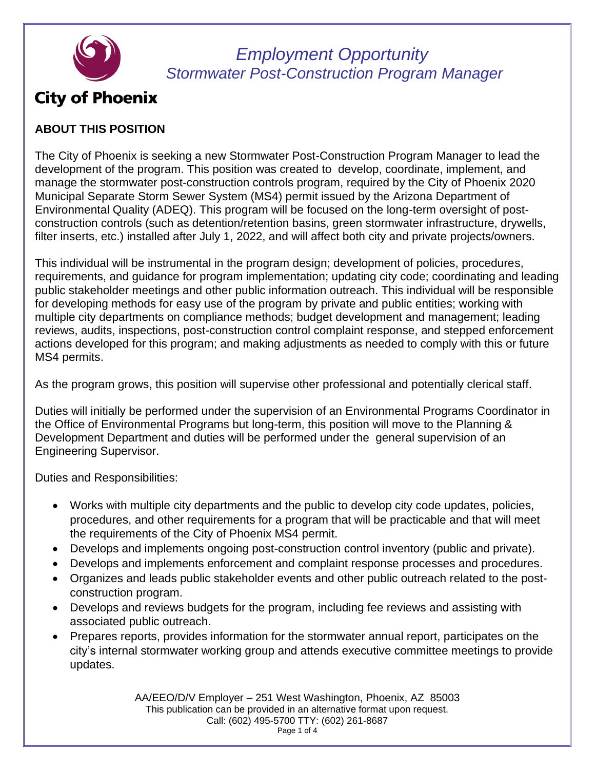City of Phoenix

# *Employment Opportunity*
## *Stormwater Post-Construction Program Manager*

**ABOUT THIS POSITION**

The City of Phoenix is seeking a new Stormwater Post-Construction Program Manager to lead the development of the program. This position was created to develop, coordinate, implement, and manage the stormwater post-construction controls program, required by the City of Phoenix 2020 Municipal Separate Storm Sewer System (MS4) permit issued by the Arizona Department of Environmental Quality (ADEQ). This program will be focused on the long-term oversight of post-construction controls (such as detention/retention basins, green stormwater infrastructure, drywells, filter inserts, etc.) installed after July 1, 2022, and will affect both city and private projects/owners.

This individual will be instrumental in the program design; development of policies, procedures, requirements, and guidance for program implementation; updating city code; coordinating and leading public stakeholder meetings and other public information outreach. This individual will be responsible for developing methods for easy use of the program by private and public entities; working with multiple city departments on compliance methods; budget development and management; leading reviews, audits, inspections, post-construction control complaint response, and stepped enforcement actions developed for this program; and making adjustments as needed to comply with this or future MS4 permits.

As the program grows, this position will supervise other professional and potentially clerical staff.

Duties will initially be performed under the supervision of an Environmental Programs Coordinator in the Office of Environmental Programs but long-term, this position will move to the Planning & Development Department and duties will be performed under the general supervision of an Engineering Supervisor.

Duties and Responsibilities:

- Works with multiple city departments and the public to develop city code updates, policies, procedures, and other requirements for a program that will be practicable and that will meet the requirements of the City of Phoenix MS4 permit.
- Develops and implements ongoing post-construction control inventory (public and private).
- Develops and implements enforcement and complaint response processes and procedures.
- Organizes and leads public stakeholder events and other public outreach related to the post-construction program.
- Develops and reviews budgets for the program, including fee reviews and assisting with associated public outreach.
- Prepares reports, provides information for the stormwater annual report, participates on the city's internal stormwater working group and attends executive committee meetings to provide updates.

AA/EEO/D/V Employer – 251 West Washington, Phoenix, AZ 85003
This publication can be provided in an alternative format upon request.
Call: (602) 495-5700 TTY: (602) 261-8687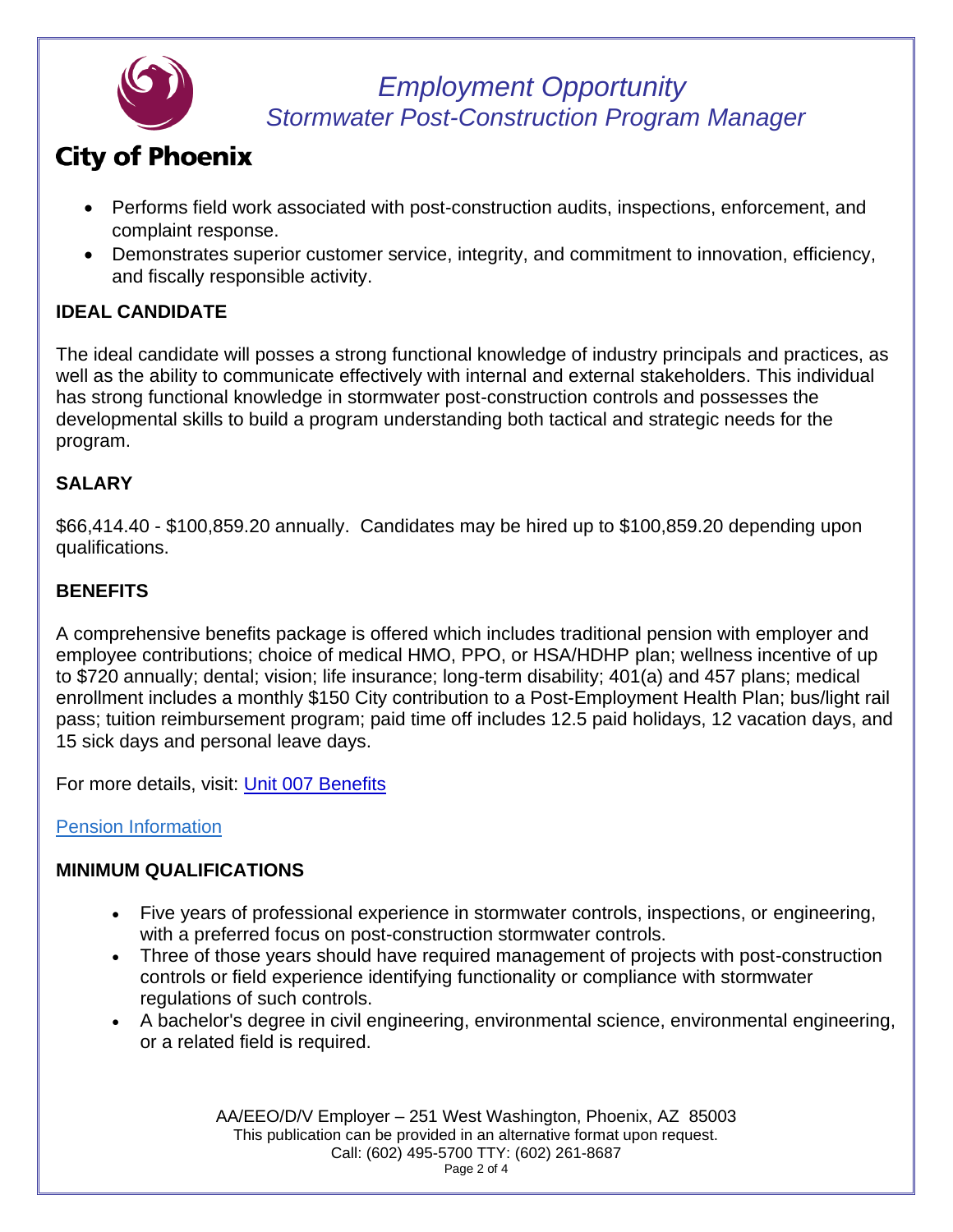- Performs field work associated with post-construction audits, inspections, enforcement, and complaint response.
- Demonstrates superior customer service, integrity, and commitment to innovation, efficiency, and fiscally responsible activity.

## IDEAL CANDIDATE

The ideal candidate will posses a strong functional knowledge of industry principals and practices, as well as the ability to communicate effectively with internal and external stakeholders. This individual has strong functional knowledge in stormwater post-construction controls and possesses the developmental skills to build a program understanding both tactical and strategic needs for the program.

## SALARY

$66,414.40 - $100,859.20 annually.  Candidates may be hired up to $100,859.20 depending upon qualifications.

## BENEFITS

A comprehensive benefits package is offered which includes traditional pension with employer and employee contributions; choice of medical HMO, PPO, or HSA/HDHP plan; wellness incentive of up to $720 annually; dental; vision; life insurance; long-term disability; 401(a) and 457 plans; medical enrollment includes a monthly $150 City contribution to a Post-Employment Health Plan; bus/light rail pass; tuition reimbursement program; paid time off includes 12.5 paid holidays, 12 vacation days, and 15 sick days and personal leave days.

For more details, visit: Unit 007 Benefits

Pension Information

## MINIMUM QUALIFICATIONS

- Five years of professional experience in stormwater controls, inspections, or engineering, with a preferred focus on post-construction stormwater controls.
- Three of those years should have required management of projects with post-construction controls or field experience identifying functionality or compliance with stormwater regulations of such controls.
- A bachelor's degree in civil engineering, environmental science, environmental engineering, or a related field is required.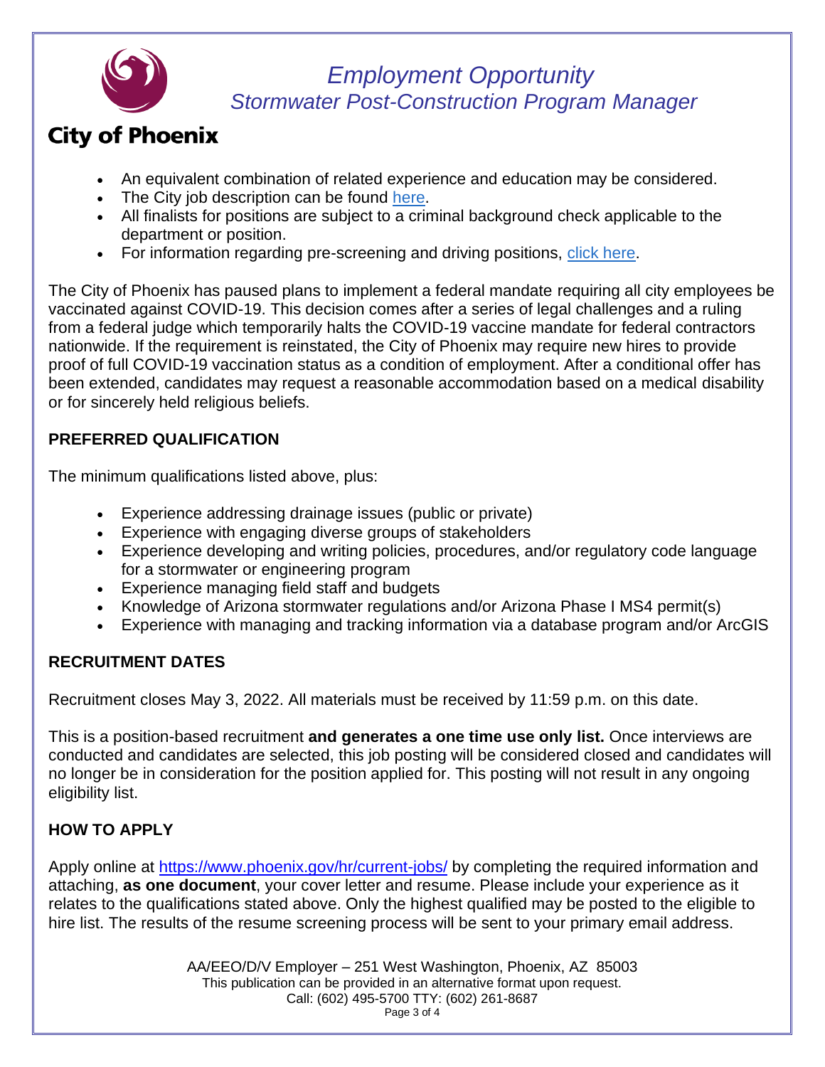*Employment Opportunity*
*Stormwater Post-Construction Program Manager*

**City of Phoenix**

- An equivalent combination of related experience and education may be considered.
- The City job description can be found here.
- All finalists for positions are subject to a criminal background check applicable to the department or position.
- For information regarding pre-screening and driving positions, click here.

The City of Phoenix has paused plans to implement a federal mandate requiring all city employees be vaccinated against COVID-19. This decision comes after a series of legal challenges and a ruling from a federal judge which temporarily halts the COVID-19 vaccine mandate for federal contractors nationwide. If the requirement is reinstated, the City of Phoenix may require new hires to provide proof of full COVID-19 vaccination status as a condition of employment. After a conditional offer has been extended, candidates may request a reasonable accommodation based on a medical disability or for sincerely held religious beliefs.

## PREFERRED QUALIFICATION

The minimum qualifications listed above, plus:

- Experience addressing drainage issues (public or private)
- Experience with engaging diverse groups of stakeholders
- Experience developing and writing policies, procedures, and/or regulatory code language for a stormwater or engineering program
- Experience managing field staff and budgets
- Knowledge of Arizona stormwater regulations and/or Arizona Phase I MS4 permit(s)
- Experience with managing and tracking information via a database program and/or ArcGIS

## RECRUITMENT DATES

Recruitment closes May 3, 2022. All materials must be received by 11:59 p.m. on this date.

This is a position-based recruitment **and generates a one time use only list.** Once interviews are conducted and candidates are selected, this job posting will be considered closed and candidates will no longer be in consideration for the position applied for. This posting will not result in any ongoing eligibility list.

## HOW TO APPLY

Apply online at https://www.phoenix.gov/hr/current-jobs/ by completing the required information and attaching, **as one document**, your cover letter and resume. Please include your experience as it relates to the qualifications stated above. Only the highest qualified may be posted to the eligible to hire list. The results of the resume screening process will be sent to your primary email address.

AA/EEO/D/V Employer – 251 West Washington, Phoenix, AZ 85003
This publication can be provided in an alternative format upon request.
Call: (602) 495-5700 TTY: (602) 261-8687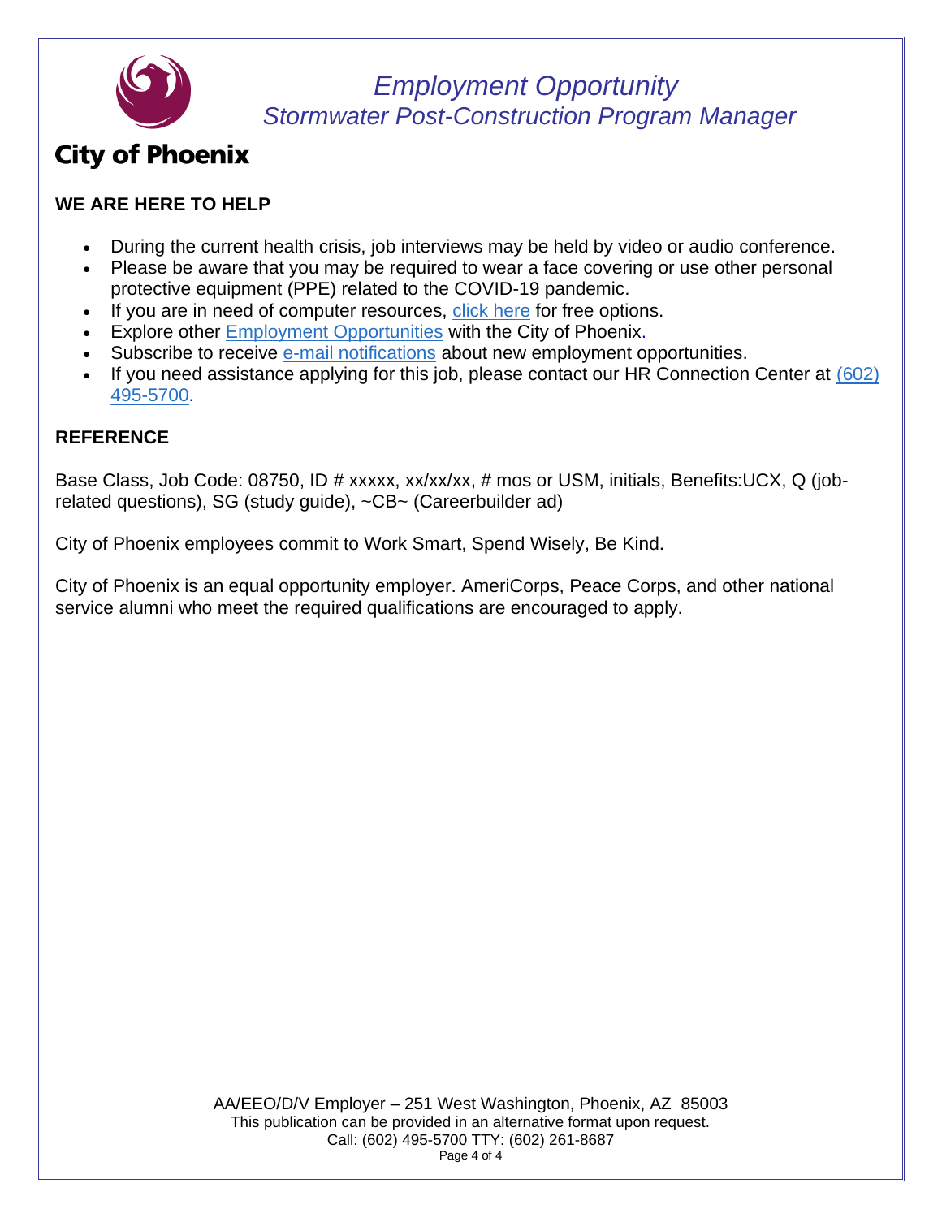# Employment Opportunity
## Stormwater Post-Construction Program Manager

City of Phoenix

### WE ARE HERE TO HELP

- During the current health crisis, job interviews may be held by video or audio conference.
- Please be aware that you may be required to wear a face covering or use other personal protective equipment (PPE) related to the COVID-19 pandemic.
- If you are in need of computer resources, click here for free options.
- Explore other Employment Opportunities with the City of Phoenix.
- Subscribe to receive e-mail notifications about new employment opportunities.
- If you need assistance applying for this job, please contact our HR Connection Center at (602) 495-5700.

### REFERENCE

Base Class, Job Code: 08750, ID # xxxxx, xx/xx/xx, # mos or USM, initials, Benefits:UCX, Q (job-related questions), SG (study guide), ~CB~ (Careerbuilder ad)

City of Phoenix employees commit to Work Smart, Spend Wisely, Be Kind.

City of Phoenix is an equal opportunity employer. AmeriCorps, Peace Corps, and other national service alumni who meet the required qualifications are encouraged to apply.

AA/EEO/D/V Employer – 251 West Washington, Phoenix, AZ 85003
This publication can be provided in an alternative format upon request.
Call: (602) 495-5700 TTY: (602) 261-8687